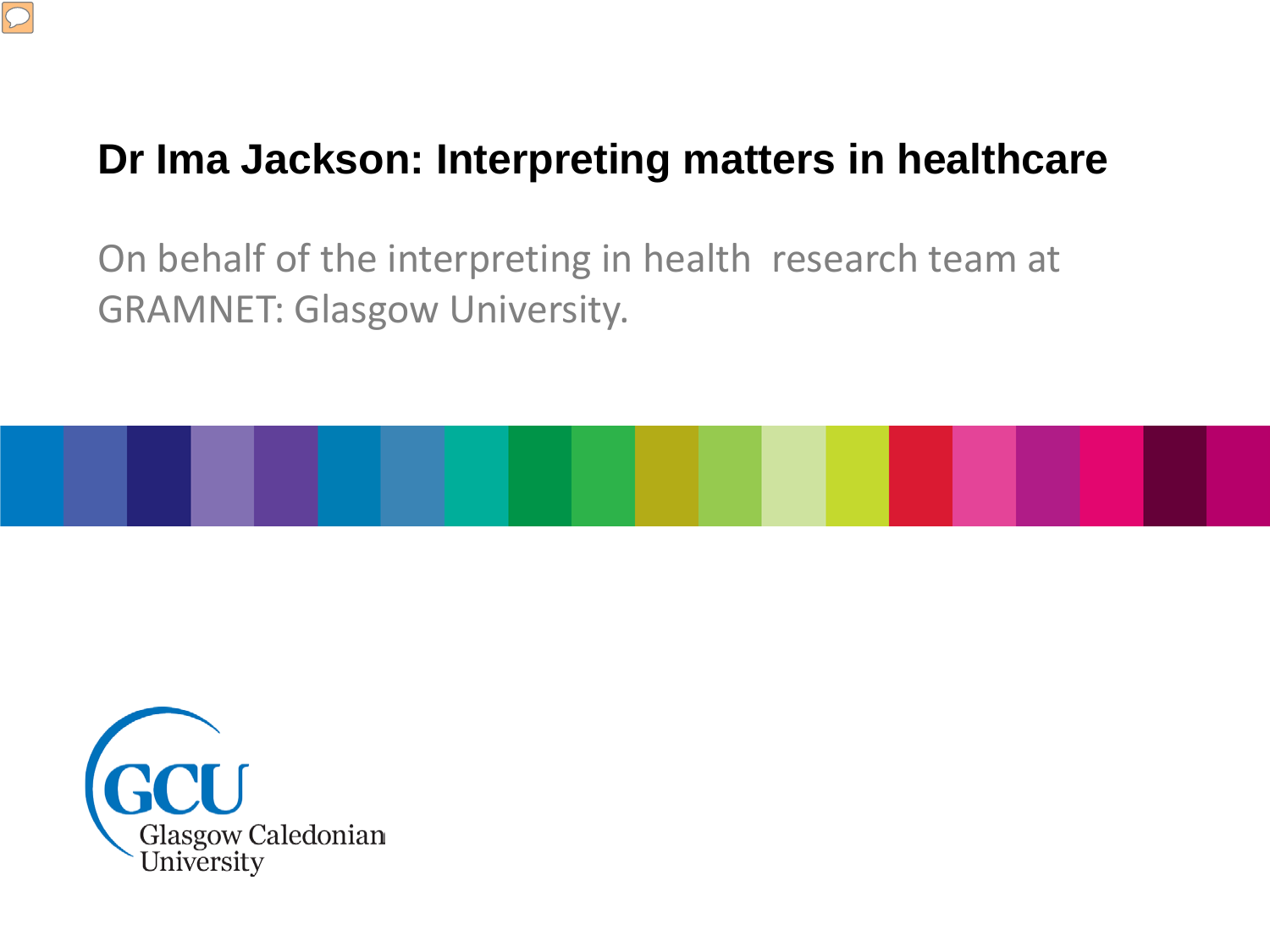# Dr Ima Jackson: Interpreting matters in healthcare

On behalf of the interpreting in health research team at GRAMNET: Glasgow University.

GCU Glasgow Caledonian University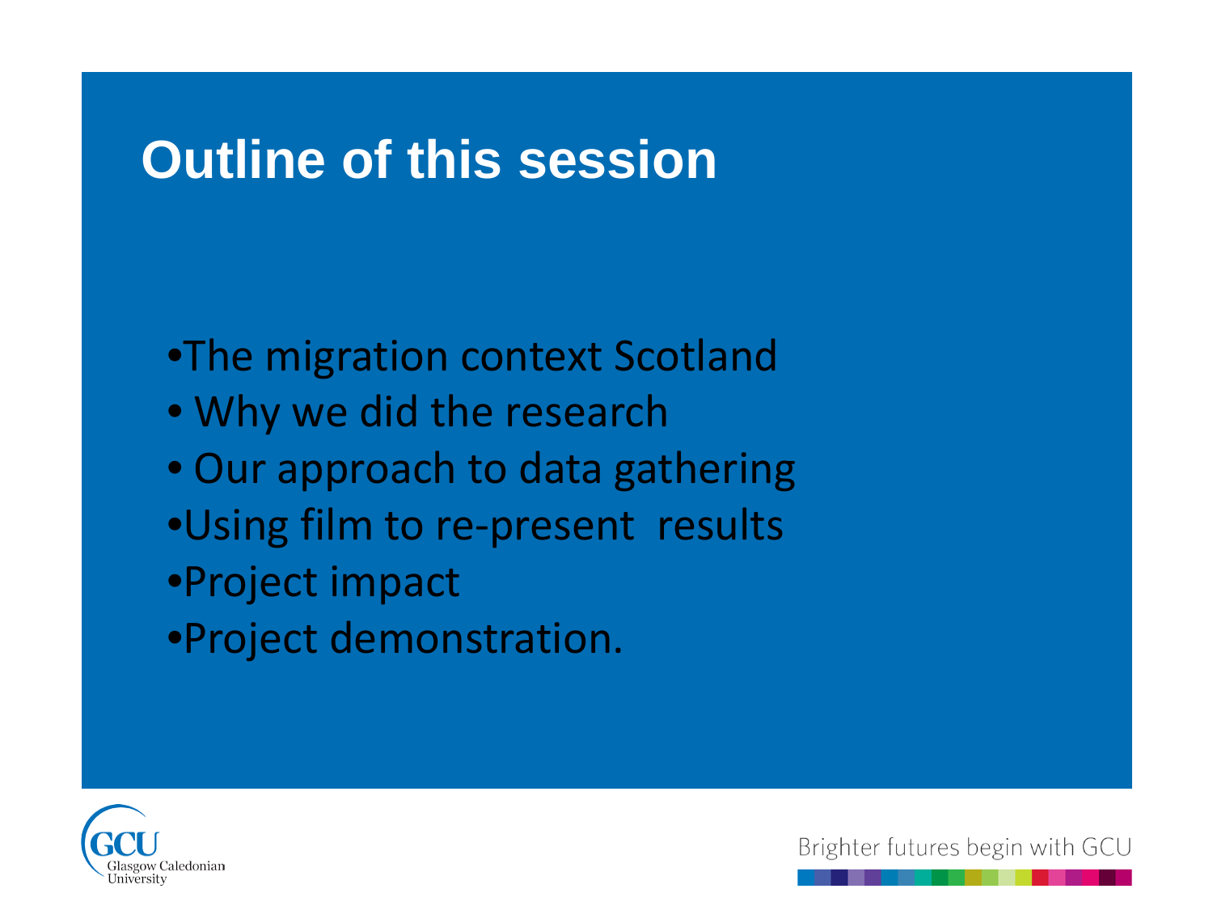# Outline of this session

- The migration context Scotland
- Why we did the research
- Our approach to data gathering
- Using film to re-present results
- Project impact
- Project demonstration.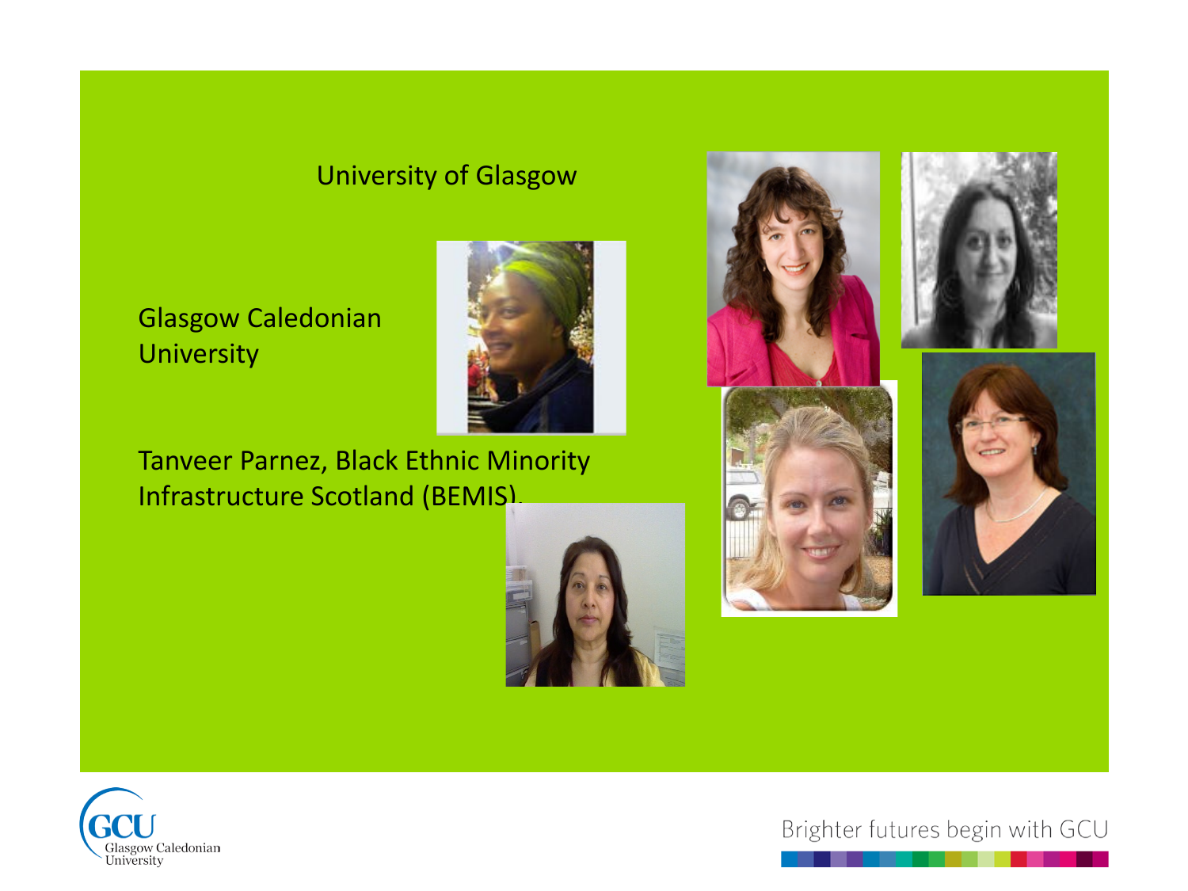University of Glasgow

Glasgow Caledonian University

Tanveer Parnez, Black Ethnic Minority Infrastructure Scotland (BEMIS).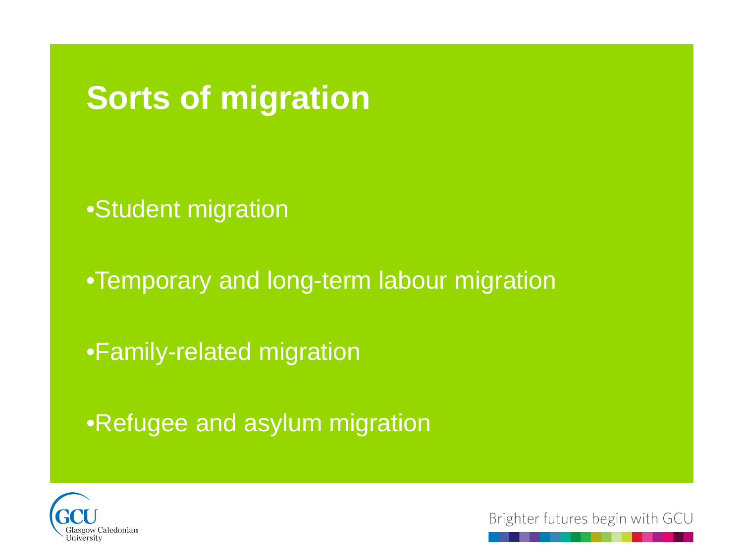# Sorts of migration

- Student migration
- Temporary and long-term labour migration
- Family-related migration
- Refugee and asylum migration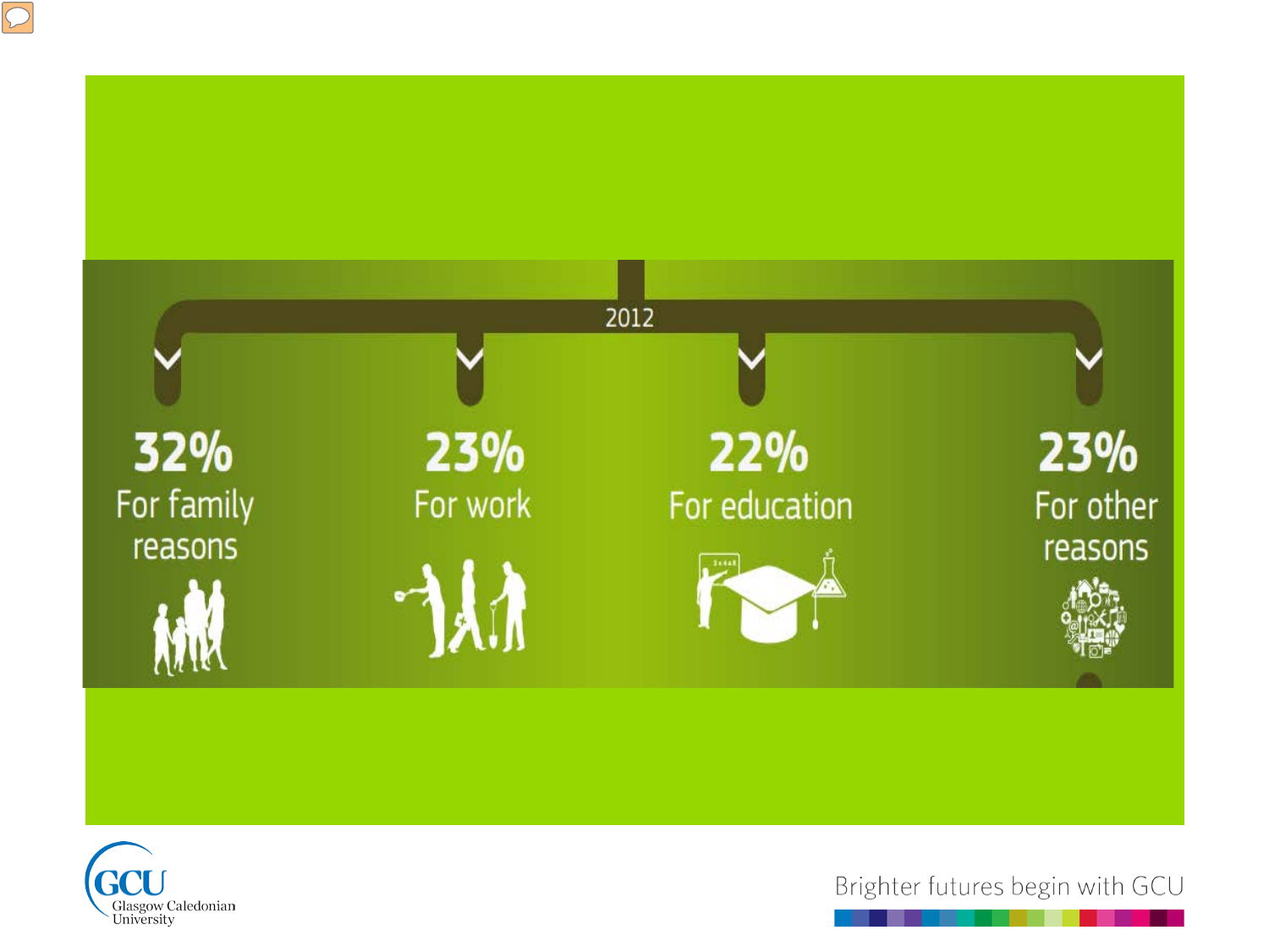2012

| 32% | 23% | 22% | 23% |
| --- | --- | --- | --- |
| For family reasons | For work | For education | For other reasons |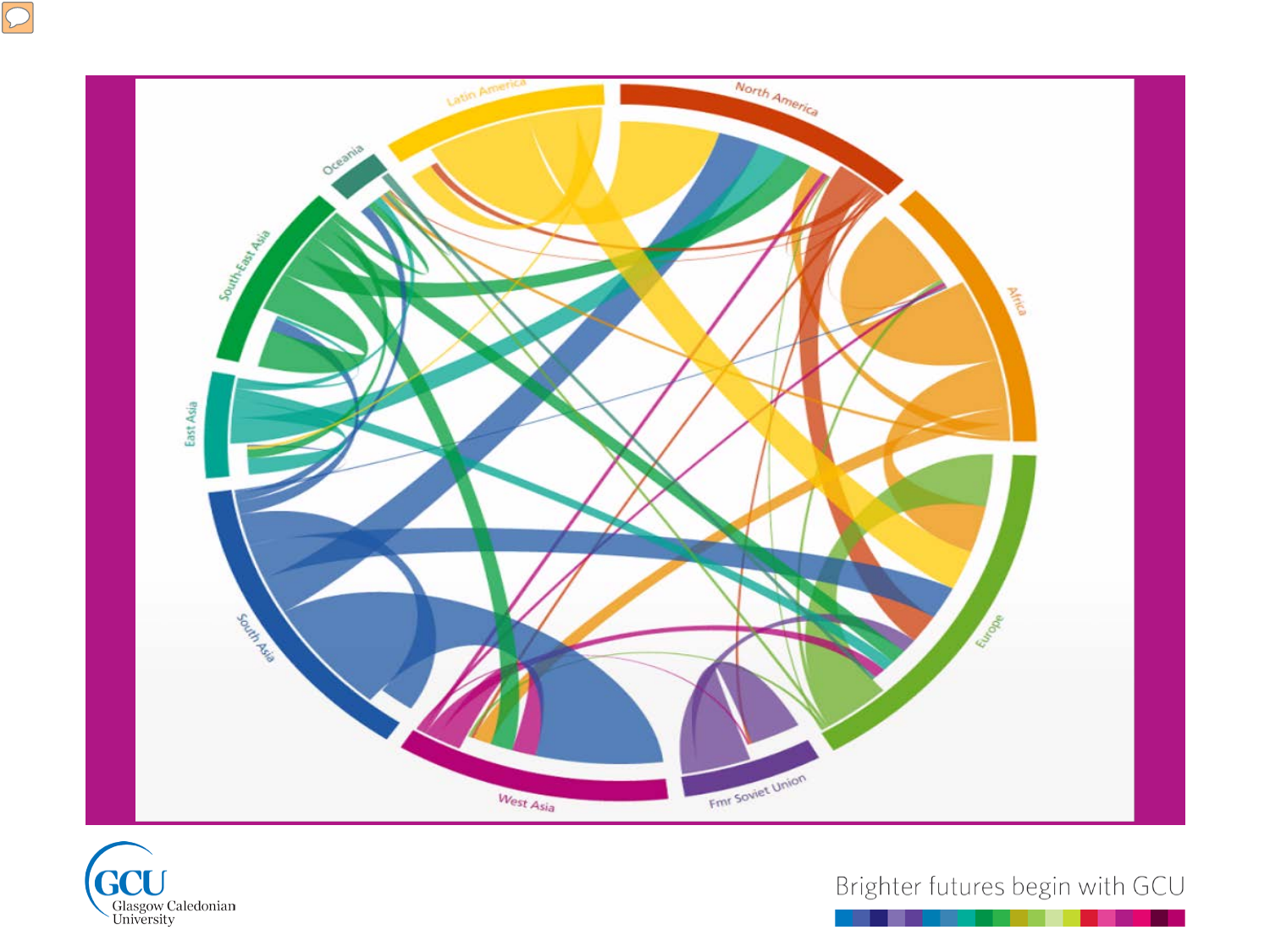Latin America

North America

Africa

Europe

Fmr Soviet Union

West Asia

South Asia

East Asia

South-East Asia

Oceania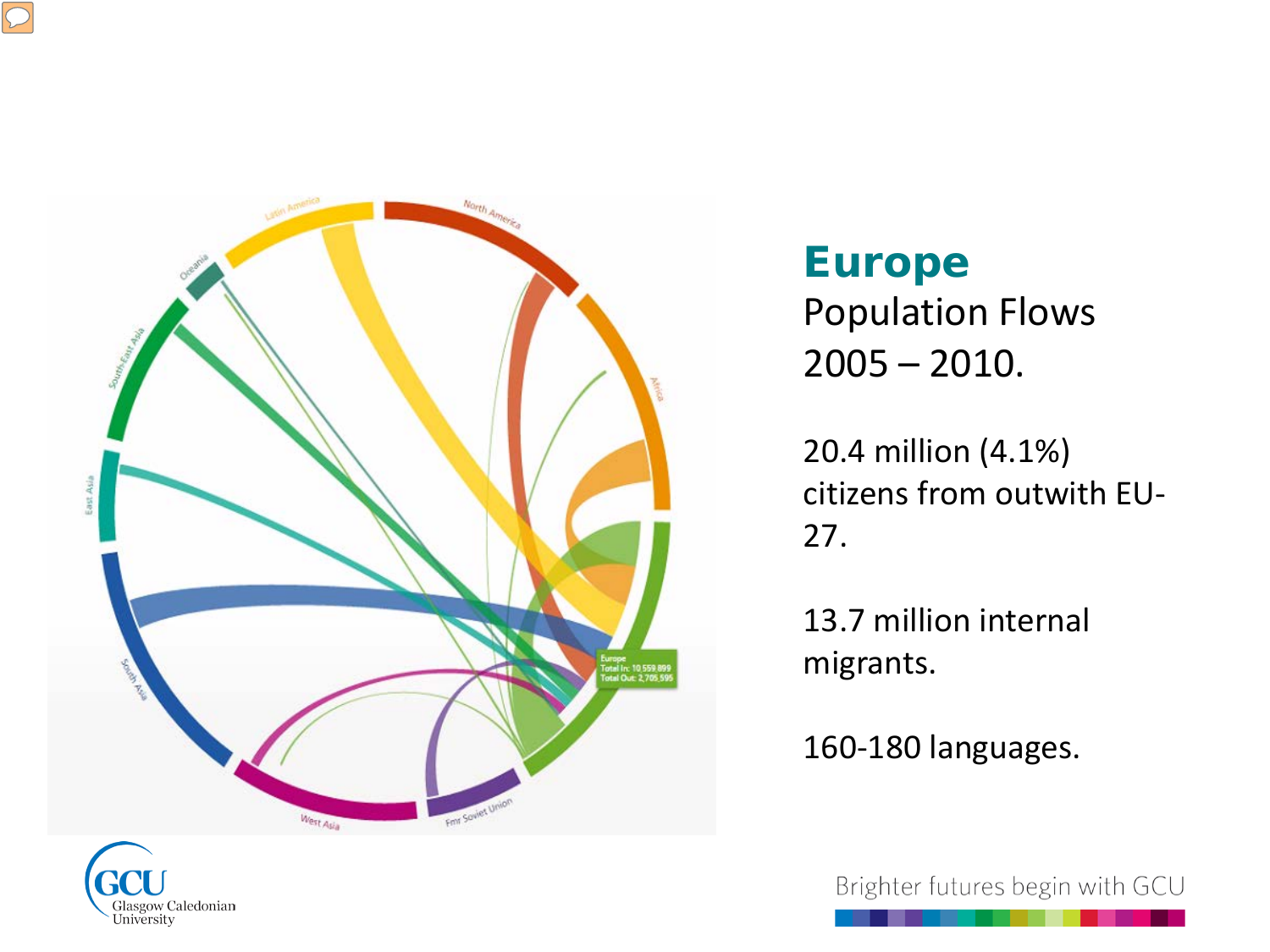# Europe

Population Flows 2005 – 2010.

20.4 million (4.1%) citizens from outwith EU-27.

13.7 million internal migrants.

160-180 languages.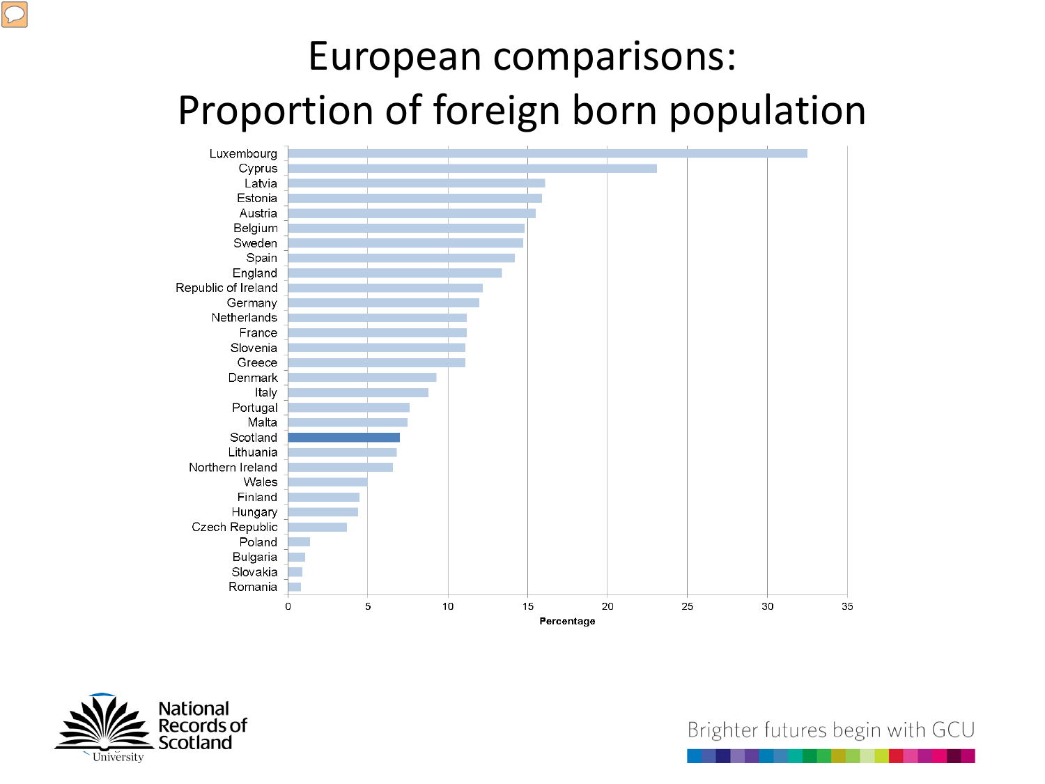# European comparisons: Proportion of foreign born population

Luxembourg
Cyprus
Latvia
Estonia
Austria
Belgium
Sweden
Spain
England
Republic of Ireland
Germany
Netherlands
France
Slovenia
Greece
Denmark
Italy
Portugal
Malta
Scotland
Lithuania
Northern Ireland
Wales
Finland
Hungary
Czech Republic
Poland
Bulgaria
Slovakia
Romania

0 5 10 15 20 25 30 35

Percentage

National Records of Scotland

Brighter futures begin with GCU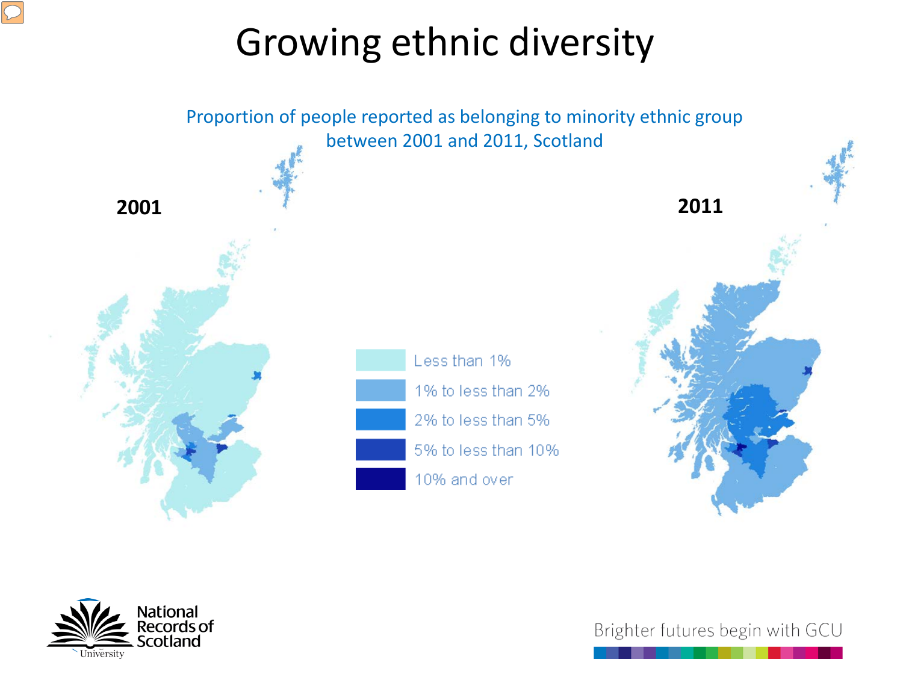# Growing ethnic diversity

Proportion of people reported as belonging to minority ethnic group between 2001 and 2011, Scotland

**2001**

**2011**

- Less than 1%
- 1% to less than 2%
- 2% to less than 5%
- 5% to less than 10%
- 10% and over

National Records of Scotland

Brighter futures begin with GCU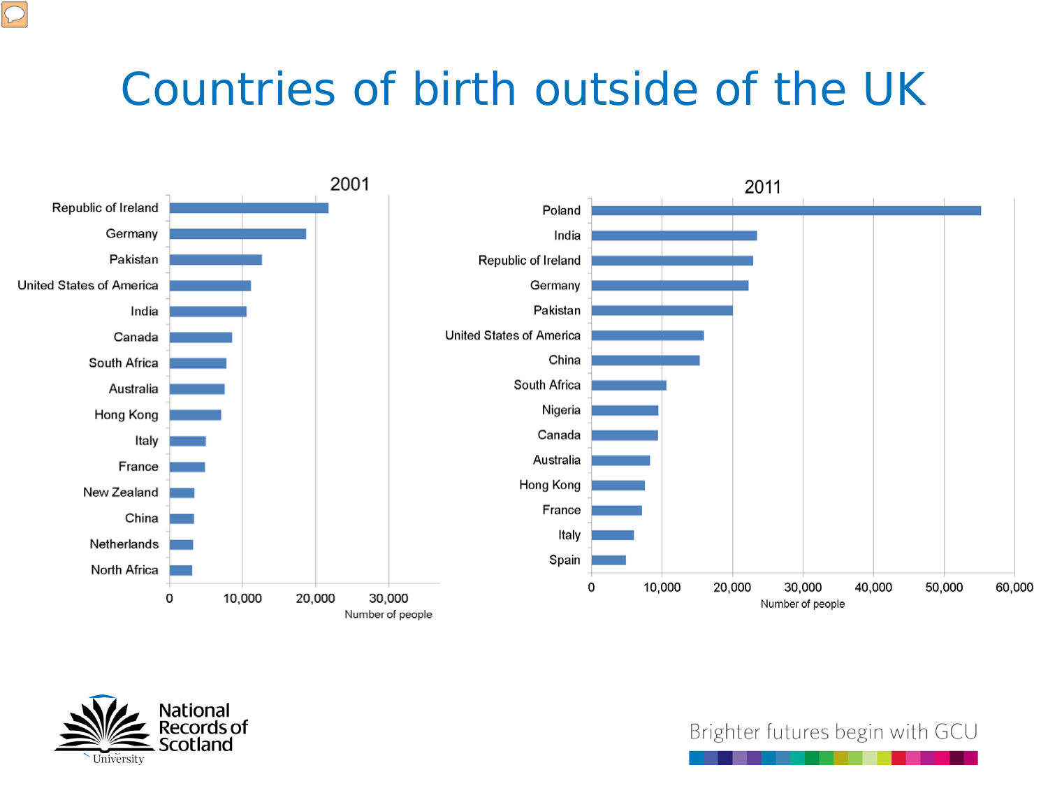# Countries of birth outside of the UK

## 2001

- Republic of Ireland
- Germany
- Pakistan
- United States of America
- India
- Canada
- South Africa
- Australia
- Hong Kong
- Italy
- France
- New Zealand
- China
- Netherlands
- North Africa

0 | 10,000 | 20,000 | 30,000

Number of people

## 2011

- Poland
- India
- Republic of Ireland
- Germany
- Pakistan
- United States of America
- China
- South Africa
- Nigeria
- Canada
- Australia
- Hong Kong
- France
- Italy
- Spain

0 | 10,000 | 20,000 | 30,000 | 40,000 | 50,000 | 60,000

Number of people

National Records of Scotland

Brighter futures begin with GCU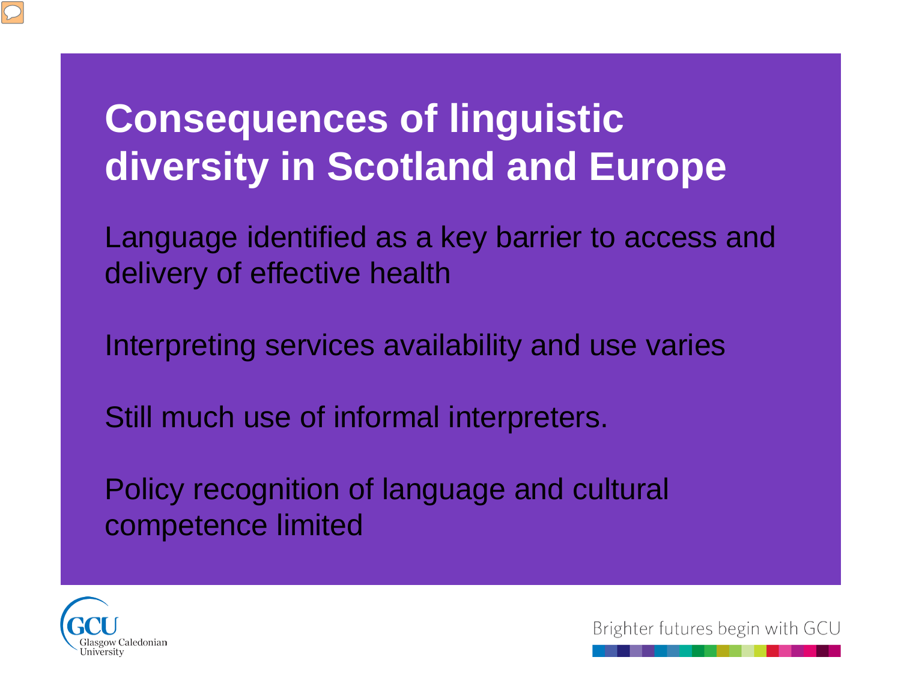# Consequences of linguistic diversity in Scotland and Europe

Language identified as a key barrier to access and delivery of effective health

Interpreting services availability and use varies

Still much use of informal interpreters.

Policy recognition of language and cultural competence limited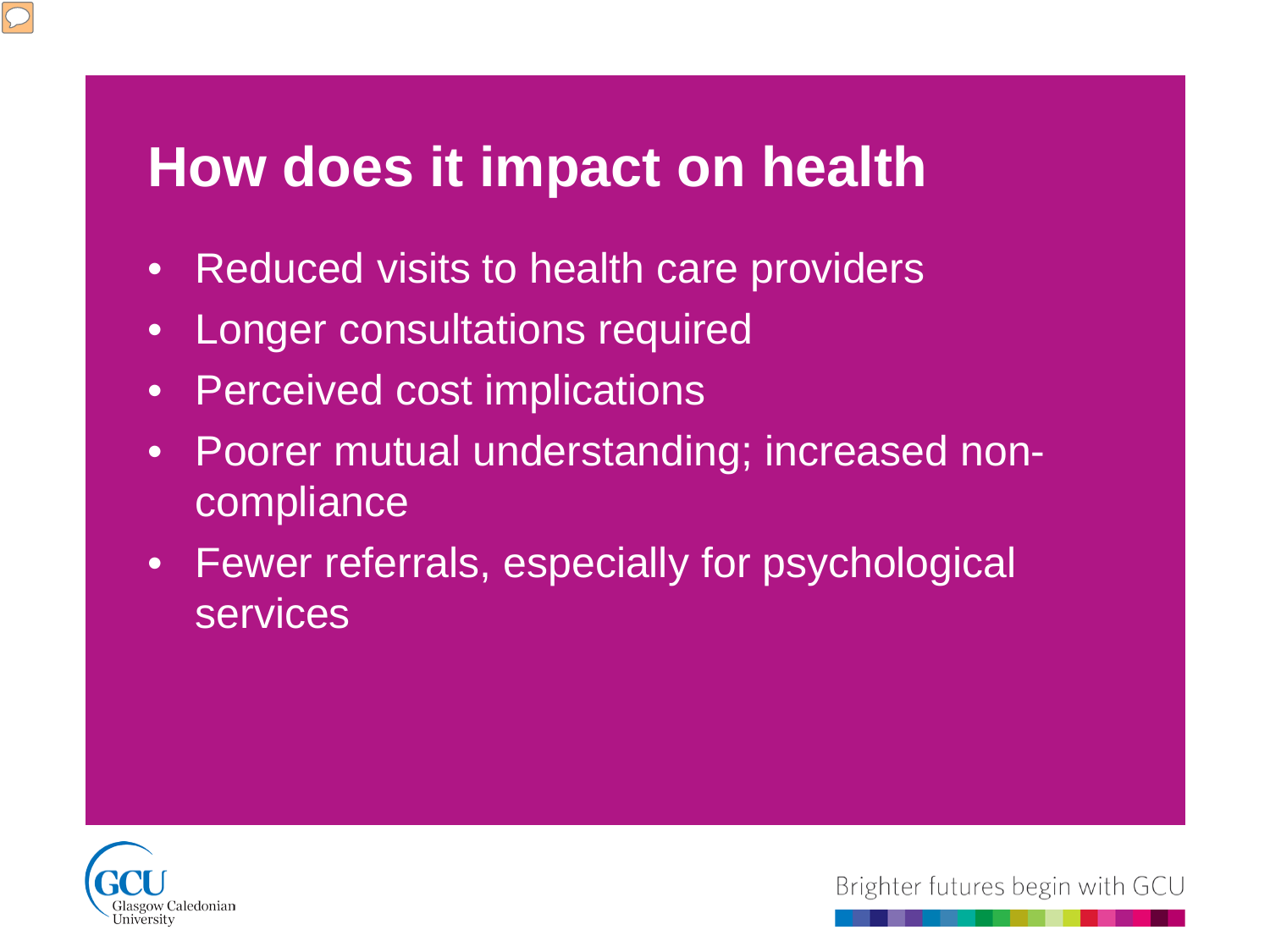# How does it impact on health

- Reduced visits to health care providers
- Longer consultations required
- Perceived cost implications
- Poorer mutual understanding; increased non-compliance
- Fewer referrals, especially for psychological services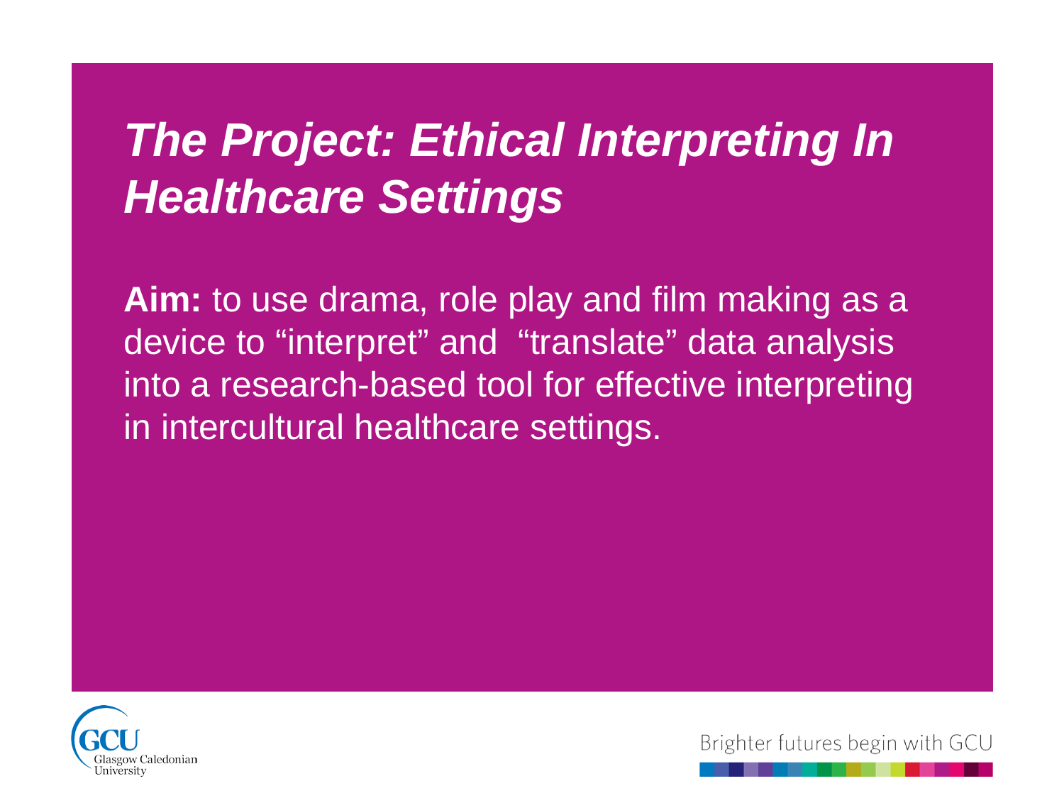# *The Project: Ethical Interpreting In Healthcare Settings*

**Aim:** to use drama, role play and film making as a device to “interpret” and “translate” data analysis into a research-based tool for effective interpreting in intercultural healthcare settings.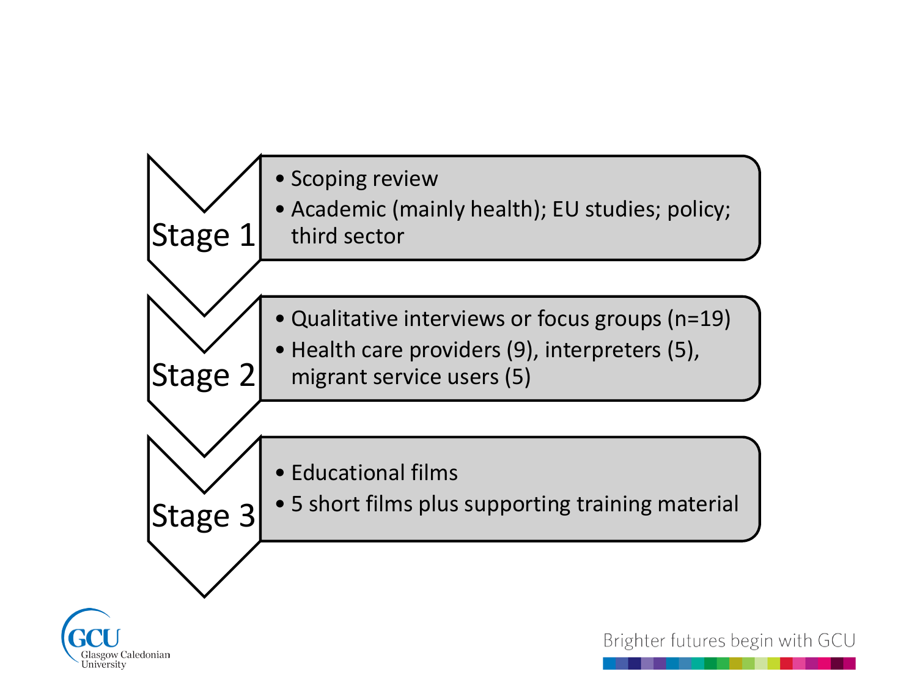## Stage 1

- Scoping review
- Academic (mainly health); EU studies; policy; third sector

## Stage 2

- Qualitative interviews or focus groups (n=19)
- Health care providers (9), interpreters (5), migrant service users (5)

## Stage 3

- Educational films
- 5 short films plus supporting training material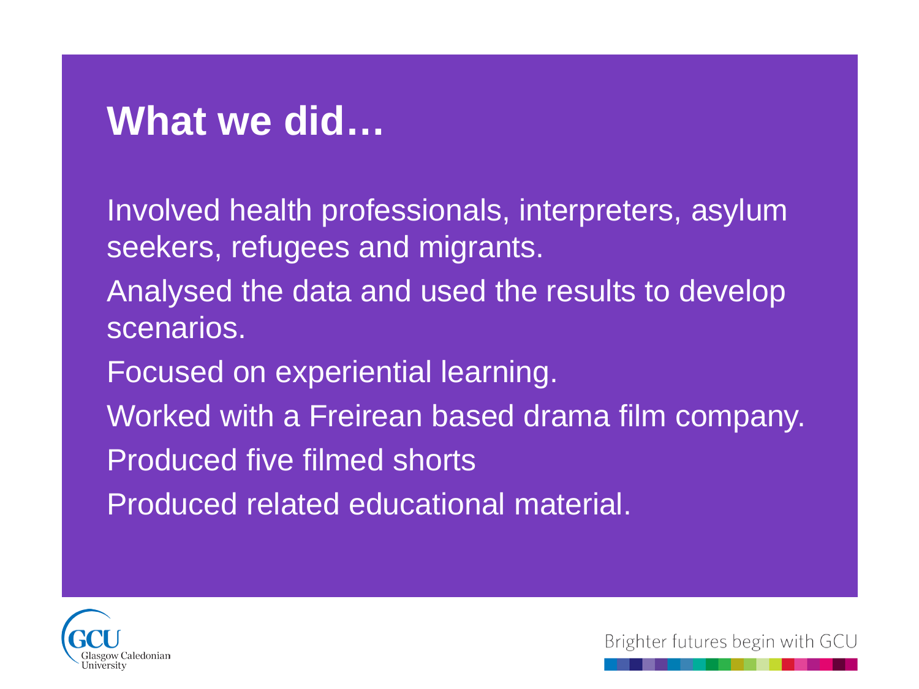# What we did…

Involved health professionals, interpreters, asylum seekers, refugees and migrants.

Analysed the data and used the results to develop scenarios.

Focused on experiential learning.

Worked with a Freirean based drama film company.

Produced five filmed shorts

Produced related educational material.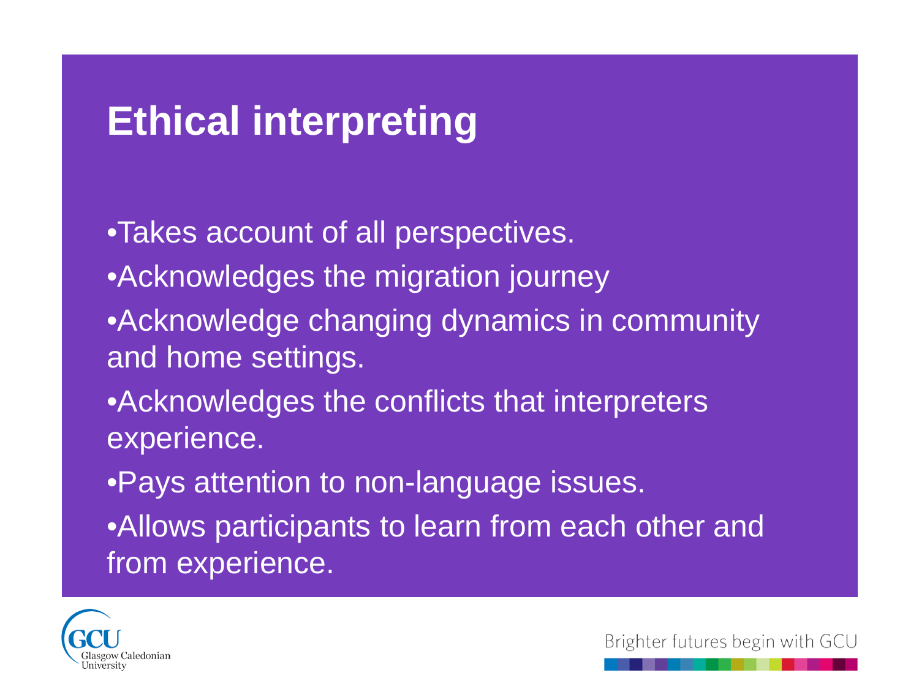# Ethical interpreting

- Takes account of all perspectives.
- Acknowledges the migration journey
- Acknowledge changing dynamics in community and home settings.
- Acknowledges the conflicts that interpreters experience.
- Pays attention to non-language issues.
- Allows participants to learn from each other and from experience.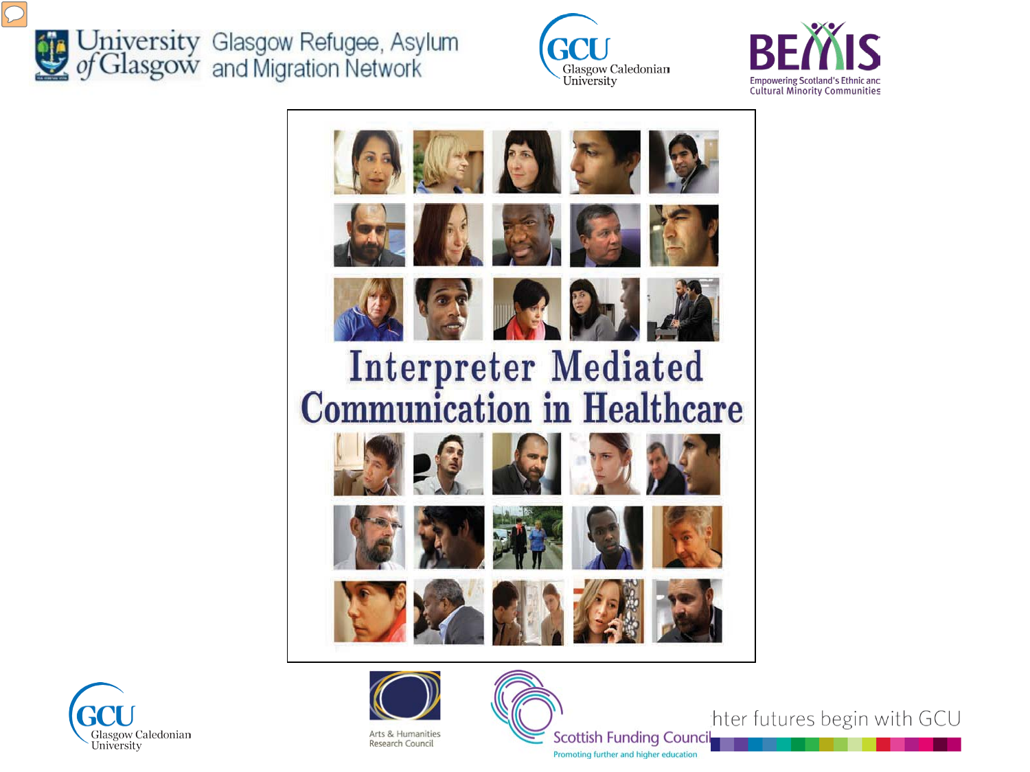University of Glasgow | Glasgow Refugee, Asylum and Migration Network

GCU Glasgow Caledonian University

BEMIS Empowering Scotland's Ethnic and Cultural Minority Communities

# Interpreter Mediated Communication in Healthcare

GCU Glasgow Caledonian University

Arts & Humanities Research Council

Scottish Funding Council
Promoting further and higher education

hter futures begin with GCU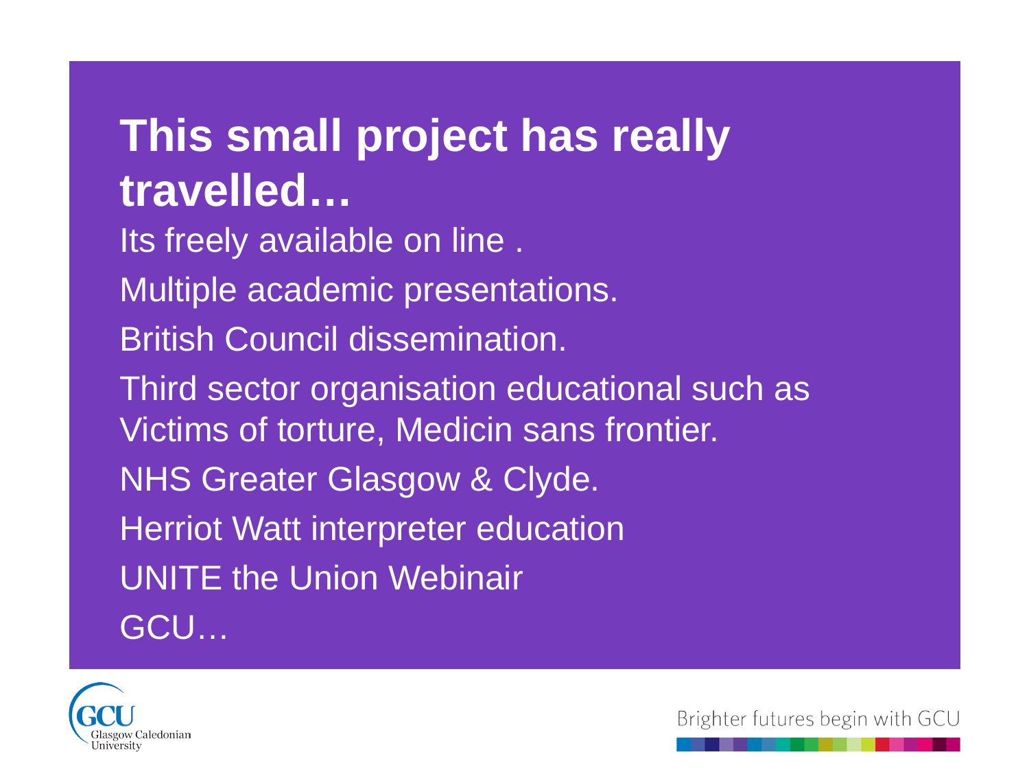# This small project has really travelled…

Its freely available on line .

Multiple academic presentations.

British Council dissemination.

Third sector organisation educational such as Victims of torture, Medicin sans frontier.

NHS Greater Glasgow & Clyde.

Herriot Watt interpreter education

UNITE the Union Webinair

GCU…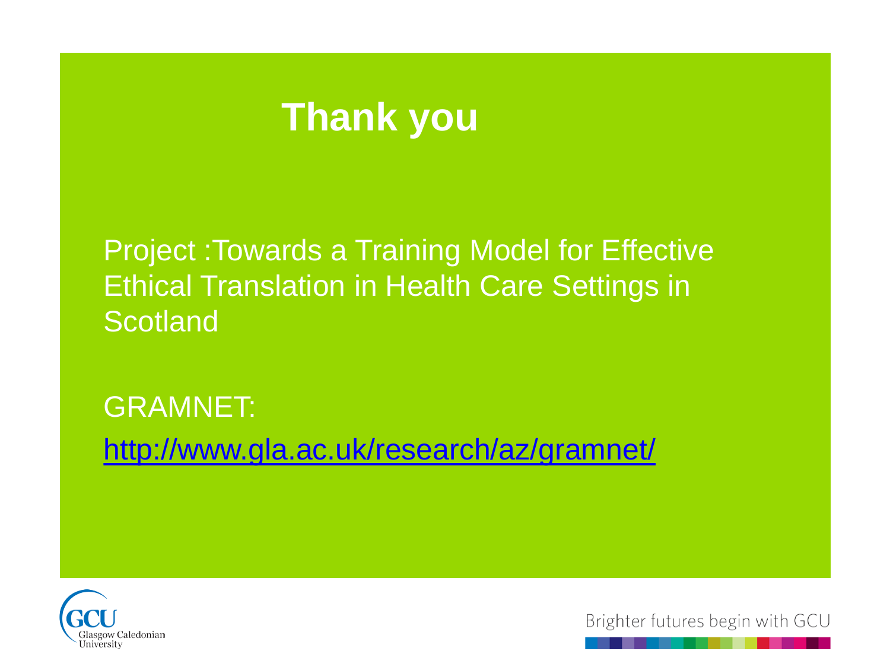# Thank you

Project :Towards a Training Model for Effective Ethical Translation in Health Care Settings in Scotland

GRAMNET:

http://www.gla.ac.uk/research/az/gramnet/

GCU Glasgow Caledonian University

Brighter futures begin with GCU